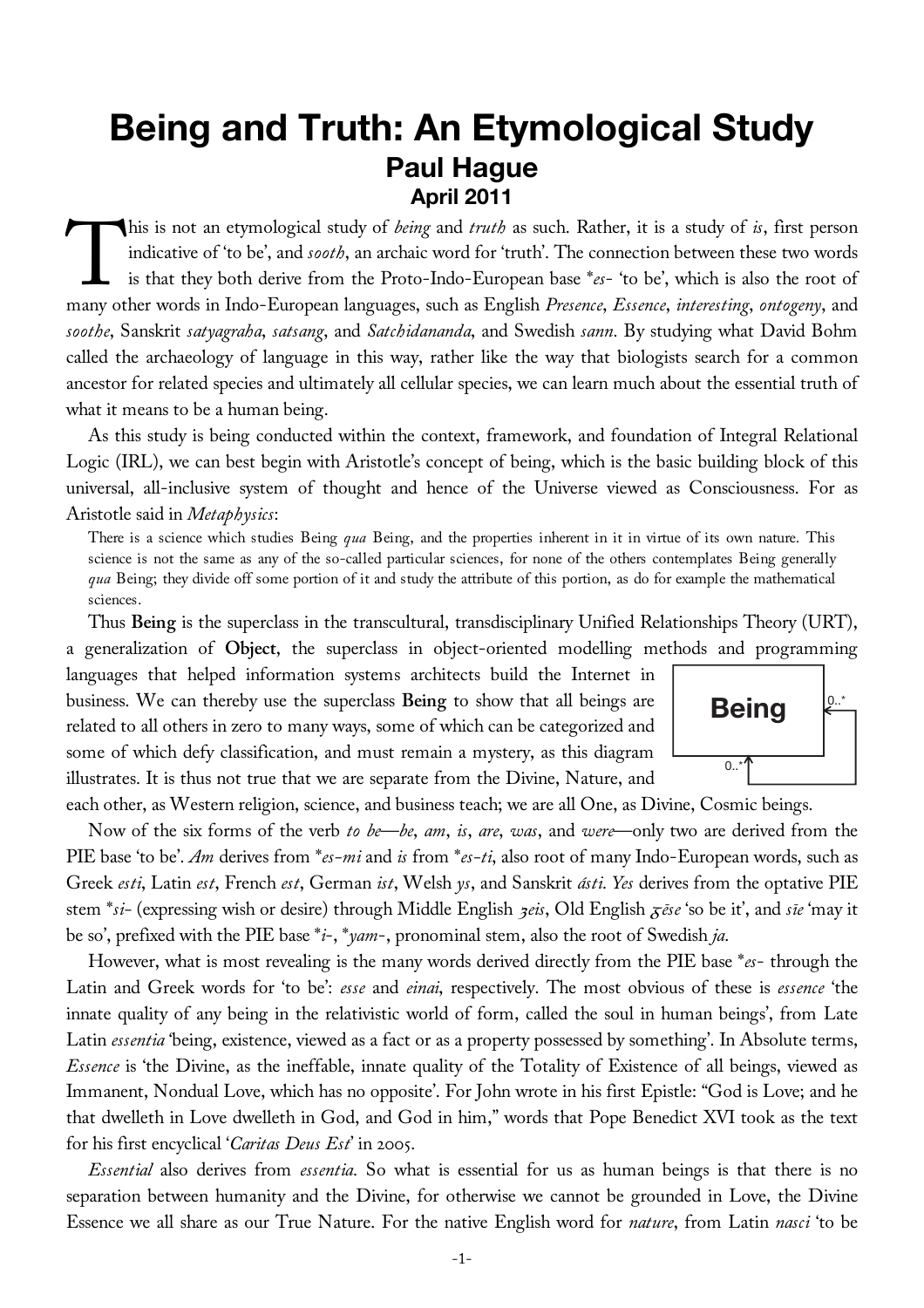# Being and Truth: An Etymological Study

## Paul Hague

### April 2011

This is not an etymological study of *being* and *truth* as such. Rather, it is a study of *is*, first person indicative of 'to be', and *sooth*, an archaic word for 'truth'. The connection between these two words is that they both derive from the Proto-Indo-European base *\*es-* 'to be', which is also the root of many other words in Indo-European languages, such as English *Presence*, *Essence*, *interesting*, *ontogeny*, and *soothe*, Sanskrit *satyagraha*, *satsang*, and *Satchidananda*, and Swedish *sann*. By studying what David Bohm called the archaeology of language in this way, rather like the way that biologists search for a common ancestor for related species and ultimately all cellular species, we can learn much about the essential truth of what it means to be a human being.

As this study is being conducted within the context, framework, and foundation of Integral Relational Logic (IRL), we can best begin with Aristotle's concept of being, which is the basic building block of this universal, all-inclusive system of thought and hence of the Universe viewed as Consciousness. For as Aristotle said in *Metaphysics*:

> There is a science which studies Being *qua* Being, and the properties inherent in it in virtue of its own nature. This science is not the same as any of the so-called particular sciences, for none of the others contemplates Being generally *qua* Being; they divide off some portion of it and study the attribute of this portion, as do for example the mathematical sciences.

Thus **Being** is the superclass in the transcultural, transdisciplinary Unified Relationships Theory (URT), a generalization of **Object**, the superclass in object-oriented modelling methods and programming languages that helped information systems architects build the Internet in business. We can thereby use the superclass **Being** to show that all beings are related to all others in zero to many ways, some of which can be categorized and some of which defy classification, and must remain a mystery, as this diagram illustrates. It is thus not true that we are separate from the Divine, Nature, and each other, as Western religion, science, and business teach; we are all One, as Divine, Cosmic beings.

**Being** (0..* / 0..*)

Now of the six forms of the verb *to be*—*be*, *am*, *is*, *are*, *was*, and *were*—only two are derived from the PIE base 'to be'. *Am* derives from *\*es-mi* and *is* from *\*es-ti*, also root of many Indo-European words, such as Greek *esti*, Latin *est*, French *est*, German *ist*, Welsh *ys*, and Sanskrit *ásti*. *Yes* derives from the optative PIE stem *\*si-* (expressing wish or desire) through Middle English *ȝeis*, Old English *ȝēse* 'so be it', and *sīe* 'may it be so', prefixed with the PIE base *\*i-*, *\*yam-*, pronominal stem, also the root of Swedish *ja*.

However, what is most revealing is the many words derived directly from the PIE base *\*es-* through the Latin and Greek words for 'to be': *esse* and *einai*, respectively. The most obvious of these is *essence* 'the innate quality of any being in the relativistic world of form, called the soul in human beings', from Late Latin *essentia* 'being, existence, viewed as a fact or as a property possessed by something'. In Absolute terms, *Essence* is 'the Divine, as the ineffable, innate quality of the Totality of Existence of all beings, viewed as Immanent, Nondual Love, which has no opposite'. For John wrote in his first Epistle: "God is Love; and he that dwelleth in Love dwelleth in God, and God in him," words that Pope Benedict XVI took as the text for his first encyclical '*Caritas Deus Est*' in 2005.

*Essential* also derives from *essentia*. So what is essential for us as human beings is that there is no separation between humanity and the Divine, for otherwise we cannot be grounded in Love, the Divine Essence we all share as our True Nature. For the native English word for *nature*, from Latin *nasci* 'to be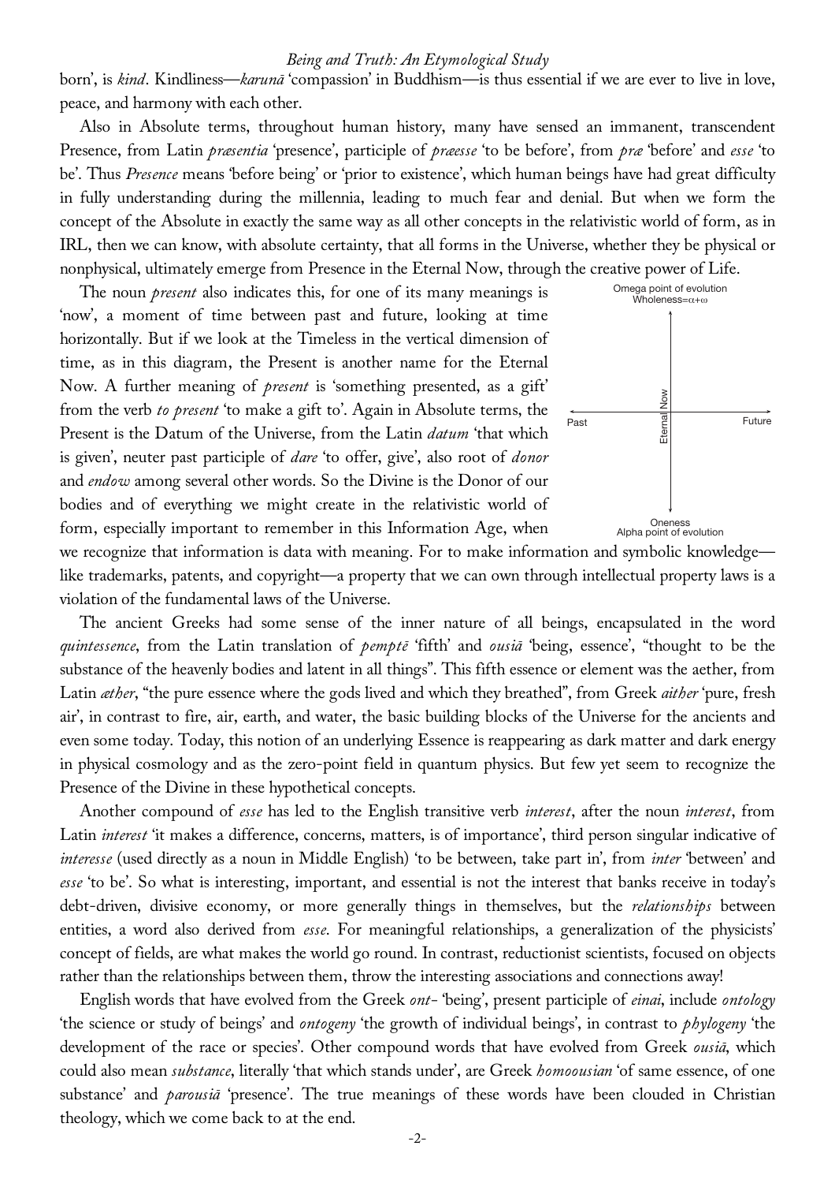born', is *kind*. Kindliness—*karunā* 'compassion' in Buddhism—is thus essential if we are ever to live in love, peace, and harmony with each other.

Also in Absolute terms, throughout human history, many have sensed an immanent, transcendent Presence, from Latin *præsentia* 'presence', participle of *præesse* 'to be before', from *præ* 'before' and *esse* 'to be'. Thus *Presence* means 'before being' or 'prior to existence', which human beings have had great difficulty in fully understanding during the millennia, leading to much fear and denial. But when we form the concept of the Absolute in exactly the same way as all other concepts in the relativistic world of form, as in IRL, then we can know, with absolute certainty, that all forms in the Universe, whether they be physical or nonphysical, ultimately emerge from Presence in the Eternal Now, through the creative power of Life.

The noun *present* also indicates this, for one of its many meanings is 'now', a moment of time between past and future, looking at time horizontally. But if we look at the Timeless in the vertical dimension of time, as in this diagram, the Present is another name for the Eternal Now. A further meaning of *present* is 'something presented, as a gift' from the verb *to present* 'to make a gift to'. Again in Absolute terms, the Present is the Datum of the Universe, from the Latin *datum* 'that which is given', neuter past participle of *dare* 'to offer, give', also root of *donor* and *endow* among several other words. So the Divine is the Donor of our bodies and of everything we might create in the relativistic world of form, especially important to remember in this Information Age, when we recognize that information is data with meaning. For to make information and symbolic knowledge—like trademarks, patents, and copyright—a property that we can own through intellectual property laws is a violation of the fundamental laws of the Universe.

Omega point of evolution
Wholeness=$\alpha+\omega$

Past — Eternal Now — Future

Oneness
Alpha point of evolution

The ancient Greeks had some sense of the inner nature of all beings, encapsulated in the word *quintessence*, from the Latin translation of *pemptē* 'fifth' and *ousiā* 'being, essence', "thought to be the substance of the heavenly bodies and latent in all things". This fifth essence or element was the aether, from Latin *æther*, "the pure essence where the gods lived and which they breathed", from Greek *aither* 'pure, fresh air', in contrast to fire, air, earth, and water, the basic building blocks of the Universe for the ancients and even some today. Today, this notion of an underlying Essence is reappearing as dark matter and dark energy in physical cosmology and as the zero-point field in quantum physics. But few yet seem to recognize the Presence of the Divine in these hypothetical concepts.

Another compound of *esse* has led to the English transitive verb *interest*, after the noun *interest*, from Latin *interest* 'it makes a difference, concerns, matters, is of importance', third person singular indicative of *interesse* (used directly as a noun in Middle English) 'to be between, take part in', from *inter* 'between' and *esse* 'to be'. So what is interesting, important, and essential is not the interest that banks receive in today's debt-driven, divisive economy, or more generally things in themselves, but the *relationships* between entities, a word also derived from *esse*. For meaningful relationships, a generalization of the physicists' concept of fields, are what makes the world go round. In contrast, reductionist scientists, focused on objects rather than the relationships between them, throw the interesting associations and connections away!

English words that have evolved from the Greek *ont-* 'being', present participle of *einai*, include *ontology* 'the science or study of beings' and *ontogeny* 'the growth of individual beings', in contrast to *phylogeny* 'the development of the race or species'. Other compound words that have evolved from Greek *ousiā*, which could also mean *substance*, literally 'that which stands under', are Greek *homoousian* 'of same essence, of one substance' and *parousiā* 'presence'. The true meanings of these words have been clouded in Christian theology, which we come back to at the end.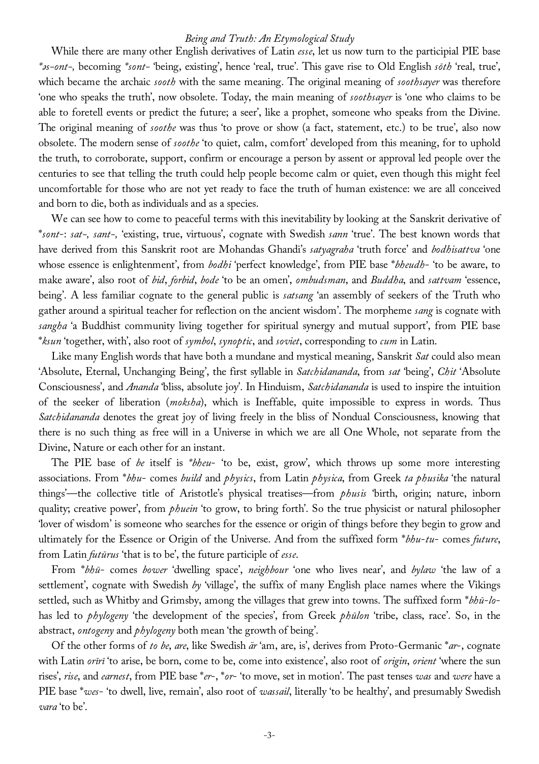While there are many other English derivatives of Latin *esse*, let us now turn to the participial PIE base **ǝs-ont-*, becoming **sont-* 'being, existing', hence 'real, true'. This gave rise to Old English *sōth* 'real, true', which became the archaic *sooth* with the same meaning. The original meaning of *soothsayer* was therefore 'one who speaks the truth', now obsolete. Today, the main meaning of *soothsayer* is 'one who claims to be able to foretell events or predict the future; a seer', like a prophet, someone who speaks from the Divine. The original meaning of *soothe* was thus 'to prove or show (a fact, statement, etc.) to be true', also now obsolete. The modern sense of *soothe* 'to quiet, calm, comfort' developed from this meaning, for to uphold the truth, to corroborate, support, confirm or encourage a person by assent or approval led people over the centuries to see that telling the truth could help people become calm or quiet, even though this might feel uncomfortable for those who are not yet ready to face the truth of human existence: we are all conceived and born to die, both as individuals and as a species.

We can see how to come to peaceful terms with this inevitability by looking at the Sanskrit derivative of **sont-*: *sat-, sant-,* 'existing, true, virtuous', cognate with Swedish *sann* 'true'. The best known words that have derived from this Sanskrit root are Mohandas Ghandi's *satyagraha* 'truth force' and *bodhisattva* 'one whose essence is enlightenment', from *bodhi* 'perfect knowledge', from PIE base **bheudh-* 'to be aware, to make aware', also root of *bid*, *forbid*, *bode* 'to be an omen', *ombudsman*, and *Buddha*, and *sattvam* 'essence, being'. A less familiar cognate to the general public is *satsang* 'an assembly of seekers of the Truth who gather around a spiritual teacher for reflection on the ancient wisdom'. The morpheme *sang* is cognate with *sangha* 'a Buddhist community living together for spiritual synergy and mutual support', from PIE base **ksun* 'together, with', also root of *symbol*, *synoptic*, and *soviet*, corresponding to *cum* in Latin.

Like many English words that have both a mundane and mystical meaning, Sanskrit *Sat* could also mean 'Absolute, Eternal, Unchanging Being', the first syllable in *Satchidananda*, from *sat* 'being', *Chit* 'Absolute Consciousness', and *Ananda* 'bliss, absolute joy'. In Hinduism, *Satchidananda* is used to inspire the intuition of the seeker of liberation (*moksha*), which is Ineffable, quite impossible to express in words. Thus *Satchidananda* denotes the great joy of living freely in the bliss of Nondual Consciousness, knowing that there is no such thing as free will in a Universe in which we are all One Whole, not separate from the Divine, Nature or each other for an instant.

The PIE base of *be* itself is **bheu-* 'to be, exist, grow', which throws up some more interesting associations. From **bhu-* comes *build* and *physics*, from Latin *physica*, from Greek *ta phusika* 'the natural things'—the collective title of Aristotle's physical treatises—from *phusis* 'birth, origin; nature, inborn quality; creative power', from *phuein* 'to grow, to bring forth'. So the true physicist or natural philosopher 'lover of wisdom' is someone who searches for the essence or origin of things before they begin to grow and ultimately for the Essence or Origin of the Universe. And from the suffixed form **bhu-tu-* comes *future*, from Latin *futūrus* 'that is to be', the future participle of *esse*.

From **bhū-* comes *bower* 'dwelling space', *neighbour* 'one who lives near', and *bylaw* 'the law of a settlement', cognate with Swedish *by* 'village', the suffix of many English place names where the Vikings settled, such as Whitby and Grimsby, among the villages that grew into towns. The suffixed form **bhū-lo-* has led to *phylogeny* 'the development of the species', from Greek *phūlon* 'tribe, class, race'. So, in the abstract, *ontogeny* and *phylogeny* both mean 'the growth of being'.

Of the other forms of *to be*, *are*, like Swedish *är* 'am, are, is', derives from Proto-Germanic **ar-*, cognate with Latin *orīrī* 'to arise, be born, come to be, come into existence', also root of *origin*, *orient* 'where the sun rises', *rise*, and *earnest*, from PIE base **er-*, **or-* 'to move, set in motion'. The past tenses *was* and *were* have a PIE base **wes-* 'to dwell, live, remain', also root of *wassail*, literally 'to be healthy', and presumably Swedish *vara* 'to be'.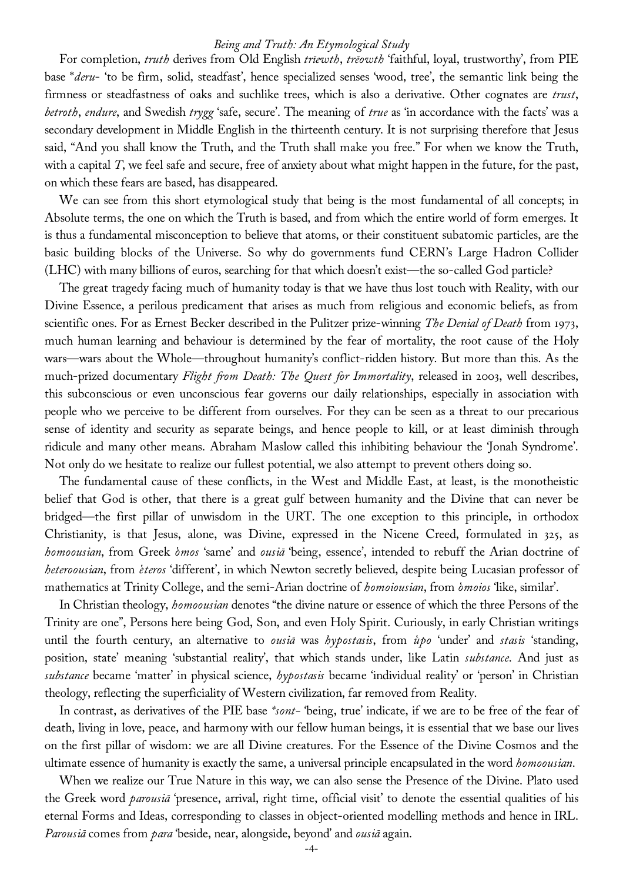For completion, *truth* derives from Old English *trīewth*, *trēowth* 'faithful, loyal, trustworthy', from PIE base *\*deru-* 'to be firm, solid, steadfast', hence specialized senses 'wood, tree', the semantic link being the firmness or steadfastness of oaks and suchlike trees, which is also a derivative. Other cognates are *trust*, *betroth*, *endure*, and Swedish *trygg* 'safe, secure'. The meaning of *true* as 'in accordance with the facts' was a secondary development in Middle English in the thirteenth century. It is not surprising therefore that Jesus said, "And you shall know the Truth, and the Truth shall make you free." For when we know the Truth, with a capital *T*, we feel safe and secure, free of anxiety about what might happen in the future, for the past, on which these fears are based, has disappeared.

We can see from this short etymological study that being is the most fundamental of all concepts; in Absolute terms, the one on which the Truth is based, and from which the entire world of form emerges. It is thus a fundamental misconception to believe that atoms, or their constituent subatomic particles, are the basic building blocks of the Universe. So why do governments fund CERN's Large Hadron Collider (LHC) with many billions of euros, searching for that which doesn't exist—the so-called God particle?

The great tragedy facing much of humanity today is that we have thus lost touch with Reality, with our Divine Essence, a perilous predicament that arises as much from religious and economic beliefs, as from scientific ones. For as Ernest Becker described in the Pulitzer prize-winning *The Denial of Death* from 1973, much human learning and behaviour is determined by the fear of mortality, the root cause of the Holy wars—wars about the Whole—throughout humanity's conflict-ridden history. But more than this. As the much-prized documentary *Flight from Death: The Quest for Immortality*, released in 2003, well describes, this subconscious or even unconscious fear governs our daily relationships, especially in association with people who we perceive to be different from ourselves. For they can be seen as a threat to our precarious sense of identity and security as separate beings, and hence people to kill, or at least diminish through ridicule and many other means. Abraham Maslow called this inhibiting behaviour the 'Jonah Syndrome'. Not only do we hesitate to realize our fullest potential, we also attempt to prevent others doing so.

The fundamental cause of these conflicts, in the West and Middle East, at least, is the monotheistic belief that God is other, that there is a great gulf between humanity and the Divine that can never be bridged—the first pillar of unwisdom in the URT. The one exception to this principle, in orthodox Christianity, is that Jesus, alone, was Divine, expressed in the Nicene Creed, formulated in 325, as *homoousian*, from Greek *ὁmos* 'same' and *ousiā* 'being, essence', intended to rebuff the Arian doctrine of *heteroousian*, from *ἑteros* 'different', in which Newton secretly believed, despite being Lucasian professor of mathematics at Trinity College, and the semi-Arian doctrine of *homoiousian*, from *ὁmoios* 'like, similar'.

In Christian theology, *homoousian* denotes "the divine nature or essence of which the three Persons of the Trinity are one", Persons here being God, Son, and even Holy Spirit. Curiously, in early Christian writings until the fourth century, an alternative to *ousiā* was *hypostasis*, from *ὑpo* 'under' and *stasis* 'standing, position, state' meaning 'substantial reality', that which stands under, like Latin *substance*. And just as *substance* became 'matter' in physical science, *hypostasis* became 'individual reality' or 'person' in Christian theology, reflecting the superficiality of Western civilization, far removed from Reality.

In contrast, as derivatives of the PIE base *\*sont-* 'being, true' indicate, if we are to be free of the fear of death, living in love, peace, and harmony with our fellow human beings, it is essential that we base our lives on the first pillar of wisdom: we are all Divine creatures. For the Essence of the Divine Cosmos and the ultimate essence of humanity is exactly the same, a universal principle encapsulated in the word *homoousian*.

When we realize our True Nature in this way, we can also sense the Presence of the Divine. Plato used the Greek word *parousiā* 'presence, arrival, right time, official visit' to denote the essential qualities of his eternal Forms and Ideas, corresponding to classes in object-oriented modelling methods and hence in IRL. *Parousiā* comes from *para* 'beside, near, alongside, beyond' and *ousiā* again.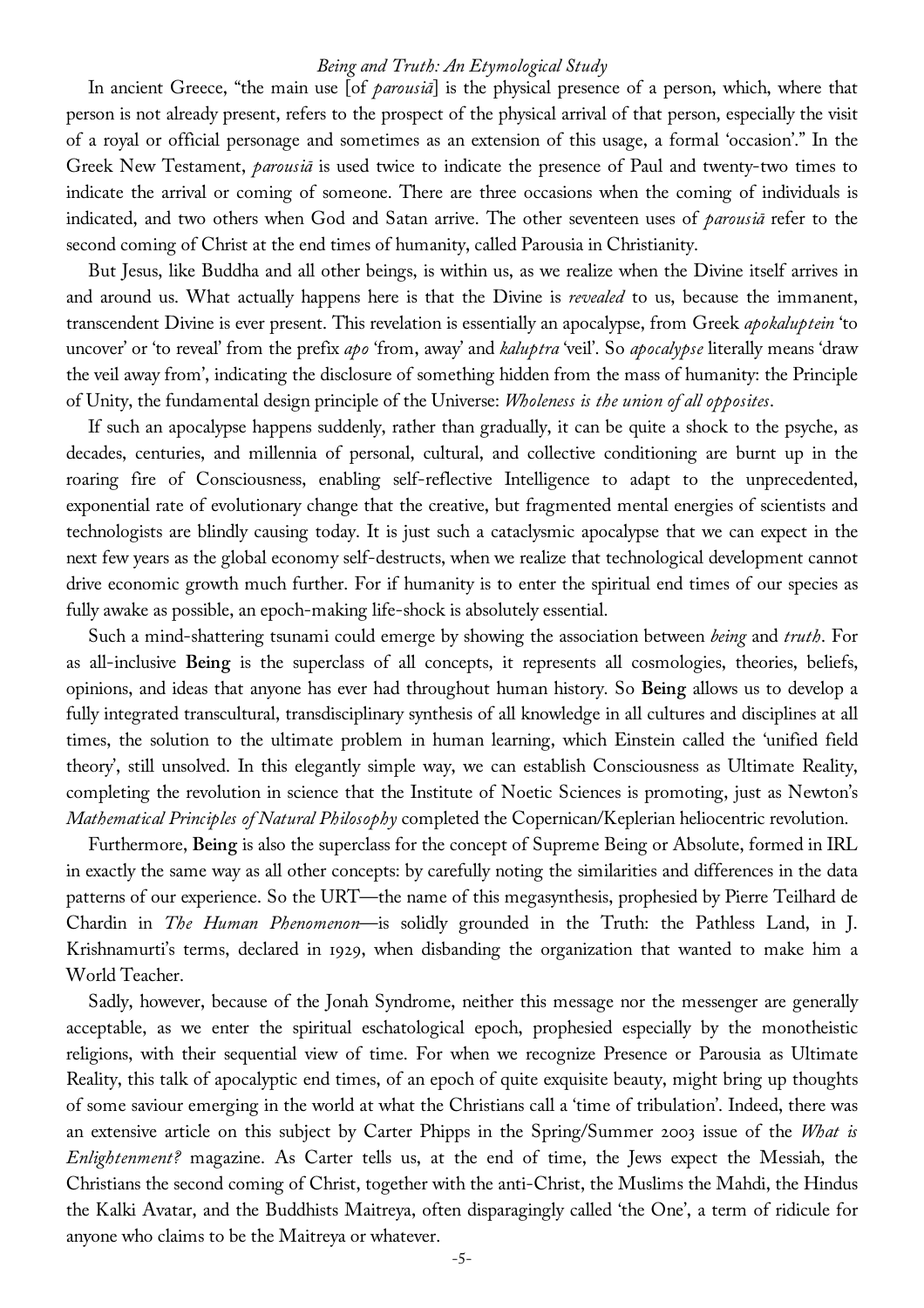In ancient Greece, "the main use [of *parousiā*] is the physical presence of a person, which, where that person is not already present, refers to the prospect of the physical arrival of that person, especially the visit of a royal or official personage and sometimes as an extension of this usage, a formal 'occasion'." In the Greek New Testament, *parousiā* is used twice to indicate the presence of Paul and twenty-two times to indicate the arrival or coming of someone. There are three occasions when the coming of individuals is indicated, and two others when God and Satan arrive. The other seventeen uses of *parousiā* refer to the second coming of Christ at the end times of humanity, called Parousia in Christianity.

But Jesus, like Buddha and all other beings, is within us, as we realize when the Divine itself arrives in and around us. What actually happens here is that the Divine is *revealed* to us, because the immanent, transcendent Divine is ever present. This revelation is essentially an apocalypse, from Greek *apokaluptein* 'to uncover' or 'to reveal' from the prefix *apo* 'from, away' and *kaluptra* 'veil'. So *apocalypse* literally means 'draw the veil away from', indicating the disclosure of something hidden from the mass of humanity: the Principle of Unity, the fundamental design principle of the Universe: *Wholeness is the union of all opposites*.

If such an apocalypse happens suddenly, rather than gradually, it can be quite a shock to the psyche, as decades, centuries, and millennia of personal, cultural, and collective conditioning are burnt up in the roaring fire of Consciousness, enabling self-reflective Intelligence to adapt to the unprecedented, exponential rate of evolutionary change that the creative, but fragmented mental energies of scientists and technologists are blindly causing today. It is just such a cataclysmic apocalypse that we can expect in the next few years as the global economy self-destructs, when we realize that technological development cannot drive economic growth much further. For if humanity is to enter the spiritual end times of our species as fully awake as possible, an epoch-making life-shock is absolutely essential.

Such a mind-shattering tsunami could emerge by showing the association between *being* and *truth*. For as all-inclusive **Being** is the superclass of all concepts, it represents all cosmologies, theories, beliefs, opinions, and ideas that anyone has ever had throughout human history. So **Being** allows us to develop a fully integrated transcultural, transdisciplinary synthesis of all knowledge in all cultures and disciplines at all times, the solution to the ultimate problem in human learning, which Einstein called the 'unified field theory', still unsolved. In this elegantly simple way, we can establish Consciousness as Ultimate Reality, completing the revolution in science that the Institute of Noetic Sciences is promoting, just as Newton's *Mathematical Principles of Natural Philosophy* completed the Copernican/Keplerian heliocentric revolution.

Furthermore, **Being** is also the superclass for the concept of Supreme Being or Absolute, formed in IRL in exactly the same way as all other concepts: by carefully noting the similarities and differences in the data patterns of our experience. So the URT—the name of this megasynthesis, prophesied by Pierre Teilhard de Chardin in *The Human Phenomenon*—is solidly grounded in the Truth: the Pathless Land, in J. Krishnamurti's terms, declared in 1929, when disbanding the organization that wanted to make him a World Teacher.

Sadly, however, because of the Jonah Syndrome, neither this message nor the messenger are generally acceptable, as we enter the spiritual eschatological epoch, prophesied especially by the monotheistic religions, with their sequential view of time. For when we recognize Presence or Parousia as Ultimate Reality, this talk of apocalyptic end times, of an epoch of quite exquisite beauty, might bring up thoughts of some saviour emerging in the world at what the Christians call a 'time of tribulation'. Indeed, there was an extensive article on this subject by Carter Phipps in the Spring/Summer 2003 issue of the *What is Enlightenment?* magazine. As Carter tells us, at the end of time, the Jews expect the Messiah, the Christians the second coming of Christ, together with the anti-Christ, the Muslims the Mahdi, the Hindus the Kalki Avatar, and the Buddhists Maitreya, often disparagingly called 'the One', a term of ridicule for anyone who claims to be the Maitreya or whatever.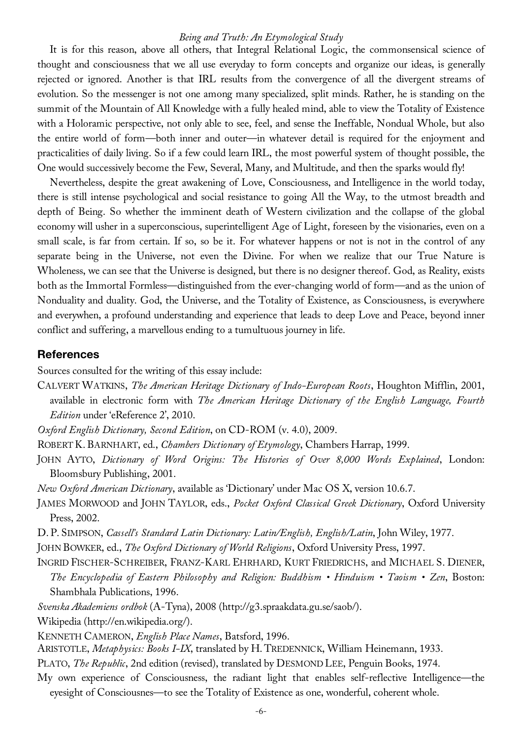It is for this reason, above all others, that Integral Relational Logic, the commonsensical science of thought and consciousness that we all use everyday to form concepts and organize our ideas, is generally rejected or ignored. Another is that IRL results from the convergence of all the divergent streams of evolution. So the messenger is not one among many specialized, split minds. Rather, he is standing on the summit of the Mountain of All Knowledge with a fully healed mind, able to view the Totality of Existence with a Holoramic perspective, not only able to see, feel, and sense the Ineffable, Nondual Whole, but also the entire world of form—both inner and outer—in whatever detail is required for the enjoyment and practicalities of daily living. So if a few could learn IRL, the most powerful system of thought possible, the One would successively become the Few, Several, Many, and Multitude, and then the sparks would fly!

Nevertheless, despite the great awakening of Love, Consciousness, and Intelligence in the world today, there is still intense psychological and social resistance to going All the Way, to the utmost breadth and depth of Being. So whether the imminent death of Western civilization and the collapse of the global economy will usher in a superconscious, superintelligent Age of Light, foreseen by the visionaries, even on a small scale, is far from certain. If so, so be it. For whatever happens or not is not in the control of any separate being in the Universe, not even the Divine. For when we realize that our True Nature is Wholeness, we can see that the Universe is designed, but there is no designer thereof. God, as Reality, exists both as the Immortal Formless—distinguished from the ever-changing world of form—and as the union of Nonduality and duality. God, the Universe, and the Totality of Existence, as Consciousness, is everywhere and everywhen, a profound understanding and experience that leads to deep Love and Peace, beyond inner conflict and suffering, a marvellous ending to a tumultuous journey in life.

## References

Sources consulted for the writing of this essay include:

CALVERT WATKINS, *The American Heritage Dictionary of Indo-European Roots*, Houghton Mifflin, 2001, available in electronic form with *The American Heritage Dictionary of the English Language, Fourth Edition* under 'eReference 2', 2010.

*Oxford English Dictionary, Second Edition*, on CD-ROM (v. 4.0), 2009.

ROBERT K. BARNHART, ed., *Chambers Dictionary of Etymology*, Chambers Harrap, 1999.

JOHN AYTO, *Dictionary of Word Origins: The Histories of Over 8,000 Words Explained*, London: Bloomsbury Publishing, 2001.

*New Oxford American Dictionary*, available as 'Dictionary' under Mac OS X, version 10.6.7.

JAMES MORWOOD and JOHN TAYLOR, eds., *Pocket Oxford Classical Greek Dictionary*, Oxford University Press, 2002.

D. P. SIMPSON, *Cassell's Standard Latin Dictionary: Latin/English, English/Latin*, John Wiley, 1977.

JOHN BOWKER, ed., *The Oxford Dictionary of World Religions*, Oxford University Press, 1997.

INGRID FISCHER-SCHREIBER, FRANZ-KARL EHRHARD, KURT FRIEDRICHS, and MICHAEL S. DIENER, *The Encyclopedia of Eastern Philosophy and Religion: Buddhism • Hinduism • Taoism • Zen*, Boston: Shambhala Publications, 1996.

*Svenska Akademiens ordbok* (A-Tyna), 2008 (http://g3.spraakdata.gu.se/saob/).

Wikipedia (http://en.wikipedia.org/).

KENNETH CAMERON, *English Place Names*, Batsford, 1996.

ARISTOTLE, *Metaphysics: Books I-IX*, translated by H. TREDENNICK, William Heinemann, 1933.

PLATO, *The Republic*, 2nd edition (revised), translated by DESMOND LEE, Penguin Books, 1974.

My own experience of Consciousness, the radiant light that enables self-reflective Intelligence—the eyesight of Consciousnes—to see the Totality of Existence as one, wonderful, coherent whole.